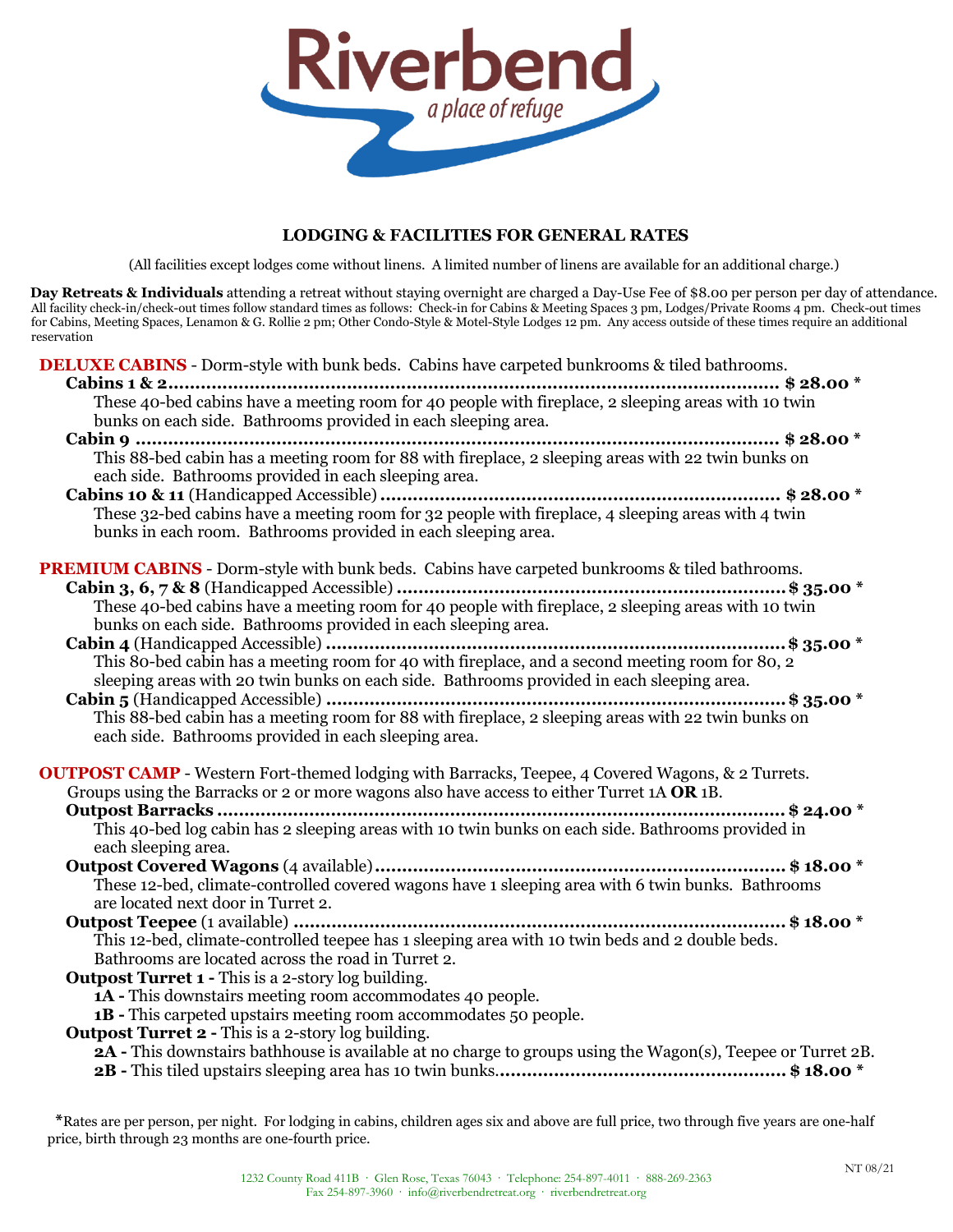# Riverbend

*a place of refuge*

## LODGING & FACILITIES FOR GENERAL RATES

(All facilities except lodges come without linens. A limited number of linens are available for an additional charge.)

**Day Retreats & Individuals** attending a retreat without staying overnight are charged a Day-Use Fee of $8.00 per person per day of attendance. All facility check-in/check-out times follow standard times as follows: Check-in for Cabins & Meeting Spaces 3 pm, Lodges/Private Rooms 4 pm. Check-out times for Cabins, Meeting Spaces, Lenamon & G. Rollie 2 pm; Other Condo-Style & Motel-Style Lodges 12 pm. Any access outside of these times require an additional reservation

### DELUXE CABINS - Dorm-style with bunk beds. Cabins have carpeted bunkrooms & tiled bathrooms.

**Cabins 1 & 2** .......... **$ 28.00 ***
These 40-bed cabins have a meeting room for 40 people with fireplace, 2 sleeping areas with 10 twin bunks on each side. Bathrooms provided in each sleeping area.

**Cabin 9** .......... **$ 28.00 ***
This 88-bed cabin has a meeting room for 88 with fireplace, 2 sleeping areas with 22 twin bunks on each side. Bathrooms provided in each sleeping area.

**Cabins 10 & 11** (Handicapped Accessible) .......... **$ 28.00 ***
These 32-bed cabins have a meeting room for 32 people with fireplace, 4 sleeping areas with 4 twin bunks in each room. Bathrooms provided in each sleeping area.

### PREMIUM CABINS - Dorm-style with bunk beds. Cabins have carpeted bunkrooms & tiled bathrooms.

**Cabin 3, 6, 7 & 8** (Handicapped Accessible) .......... **$ 35.00 ***
These 40-bed cabins have a meeting room for 40 people with fireplace, 2 sleeping areas with 10 twin bunks on each side. Bathrooms provided in each sleeping area.

**Cabin 4** (Handicapped Accessible) .......... **$ 35.00 ***
This 80-bed cabin has a meeting room for 40 with fireplace, and a second meeting room for 80, 2 sleeping areas with 20 twin bunks on each side. Bathrooms provided in each sleeping area.

**Cabin 5** (Handicapped Accessible) .......... **$ 35.00 ***
This 88-bed cabin has a meeting room for 88 with fireplace, 2 sleeping areas with 22 twin bunks on each side. Bathrooms provided in each sleeping area.

### OUTPOST CAMP - Western Fort-themed lodging with Barracks, Teepee, 4 Covered Wagons, & 2 Turrets.

Groups using the Barracks or 2 or more wagons also have access to either Turret 1A **OR** 1B.

**Outpost Barracks** .......... **$ 24.00 ***
This 40-bed log cabin has 2 sleeping areas with 10 twin bunks on each side. Bathrooms provided in each sleeping area.

**Outpost Covered Wagons** (4 available) .......... **$ 18.00 ***
These 12-bed, climate-controlled covered wagons have 1 sleeping area with 6 twin bunks. Bathrooms are located next door in Turret 2.

**Outpost Teepee** (1 available) .......... **$ 18.00 ***
This 12-bed, climate-controlled teepee has 1 sleeping area with 10 twin beds and 2 double beds. Bathrooms are located across the road in Turret 2.

**Outpost Turret 1 -** This is a 2-story log building.
- **1A -** This downstairs meeting room accommodates 40 people.
- **1B -** This carpeted upstairs meeting room accommodates 50 people.

**Outpost Turret 2 -** This is a 2-story log building.
- **2A -** This downstairs bathhouse is available at no charge to groups using the Wagon(s), Teepee or Turret 2B.
- **2B -** This tiled upstairs sleeping area has 10 twin bunks. .......... **$ 18.00 ***

*Rates are per person, per night. For lodging in cabins, children ages six and above are full price, two through five years are one-half price, birth through 23 months are one-fourth price.

NT 08/21

1232 County Road 411B · Glen Rose, Texas 76043 · Telephone: 254-897-4011 · 888-269-2363
Fax 254-897-3960 · info@riverbendretreat.org · riverbendretreat.org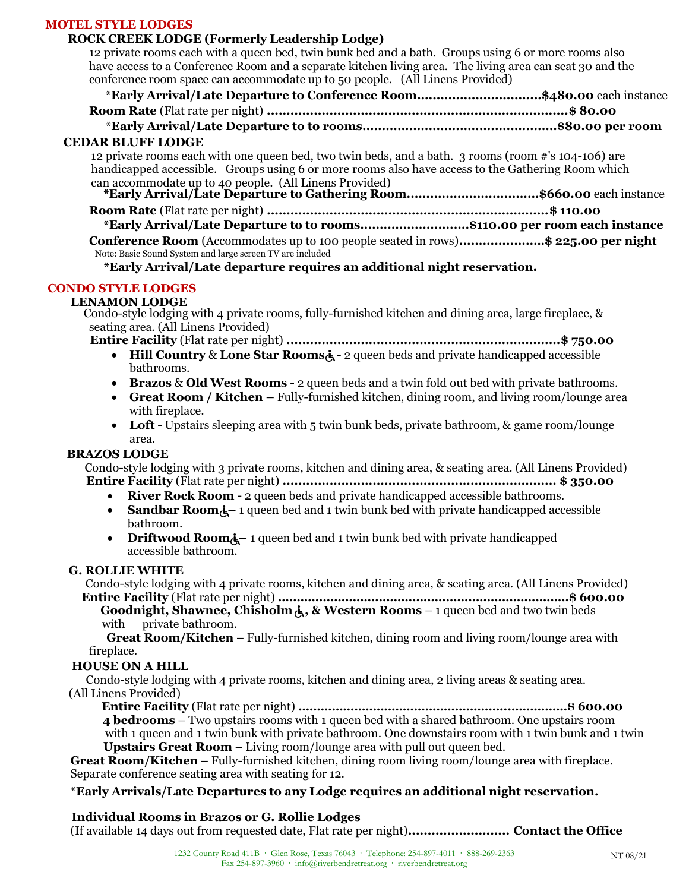## MOTEL STYLE LODGES

### ROCK CREEK LODGE (Formerly Leadership Lodge)

12 private rooms each with a queen bed, twin bunk bed and a bath. Groups using 6 or more rooms also have access to a Conference Room and a separate kitchen living area. The living area can seat 30 and the conference room space can accommodate up to 50 people. (All Linens Provided)

**\*Early Arrival/Late Departure to Conference Room...............................$480.00** each instance

**Room Rate** (Flat rate per night) **...........................................................................$ 80.00**

**\*Early Arrival/Late Departure to to rooms................................................$80.00 per room**

### CEDAR BLUFF LODGE

12 private rooms each with one queen bed, two twin beds, and a bath. 3 rooms (room #'s 104-106) are handicapped accessible. Groups using 6 or more rooms also have access to the Gathering Room which can accommodate up to 40 people. (All Linens Provided)

**\*Early Arrival/Late Departure to Gathering Room................................$660.00** each instance

**Room Rate** (Flat rate per night) **......................................................................$ 110.00**

**\*Early Arrival/Late Departure to to rooms..........................$110.00 per room each instance**

**Conference Room** (Accommodates up to 100 people seated in rows)**.....................$ 225.00 per night**

Note: Basic Sound System and large screen TV are included

**\*Early Arrival/Late departure requires an additional night reservation.**

## CONDO STYLE LODGES

### LENAMON LODGE

Condo-style lodging with 4 private rooms, fully-furnished kitchen and dining area, large fireplace, & seating area. (All Linens Provided)

**Entire Facility** (Flat rate per night) **.....................................................................$ 750.00**

- **Hill Country** & **Lone Star Rooms ♿ -** 2 queen beds and private handicapped accessible bathrooms.
- **Brazos** & **Old West Rooms -** 2 queen beds and a twin fold out bed with private bathrooms.
- **Great Room / Kitchen –** Fully-furnished kitchen, dining room, and living room/lounge area with fireplace.
- **Loft -** Upstairs sleeping area with 5 twin bunk beds, private bathroom, & game room/lounge area.

### BRAZOS LODGE

Condo-style lodging with 3 private rooms, kitchen and dining area, & seating area. (All Linens Provided)

**Entire Facility** (Flat rate per night) **..................................................................... $ 350.00**

- **River Rock Room -** 2 queen beds and private handicapped accessible bathrooms.
- **Sandbar Room ♿ –** 1 queen bed and 1 twin bunk bed with private handicapped accessible bathroom.
- **Driftwood Room ♿ –** 1 queen bed and 1 twin bunk bed with private handicapped accessible bathroom.

### G. ROLLIE WHITE

Condo-style lodging with 4 private rooms, kitchen and dining area, & seating area. (All Linens Provided)

**Entire Facility** (Flat rate per night) **............................................................................$ 600.00**

**Goodnight, Shawnee, Chisholm ♿, & Western Rooms** – 1 queen bed and two twin beds with private bathroom.

**Great Room/Kitchen** – Fully-furnished kitchen, dining room and living room/lounge area with fireplace.

### HOUSE ON A HILL

Condo-style lodging with 4 private rooms, kitchen and dining area, 2 living areas & seating area. (All Linens Provided)

**Entire Facility** (Flat rate per night) **......................................................................$ 600.00**

**4 bedrooms** – Two upstairs rooms with 1 queen bed with a shared bathroom. One upstairs room with 1 queen and 1 twin bunk with private bathroom. One downstairs room with 1 twin bunk and 1 twin

**Upstairs Great Room** – Living room/lounge area with pull out queen bed.

**Great Room/Kitchen** – Fully-furnished kitchen, dining room living room/lounge area with fireplace. Separate conference seating area with seating for 12.

**\*Early Arrivals/Late Departures to any Lodge requires an additional night reservation.**

**Individual Rooms in Brazos or G. Rollie Lodges**

(If available 14 days out from requested date, Flat rate per night)**......................... Contact the Office**

1232 County Road 411B · Glen Rose, Texas 76043 · Telephone: 254-897-4011 · 888-269-2363
Fax 254-897-3960 · info@riverbendretreat.org · riverbendretreat.org

NT 08/21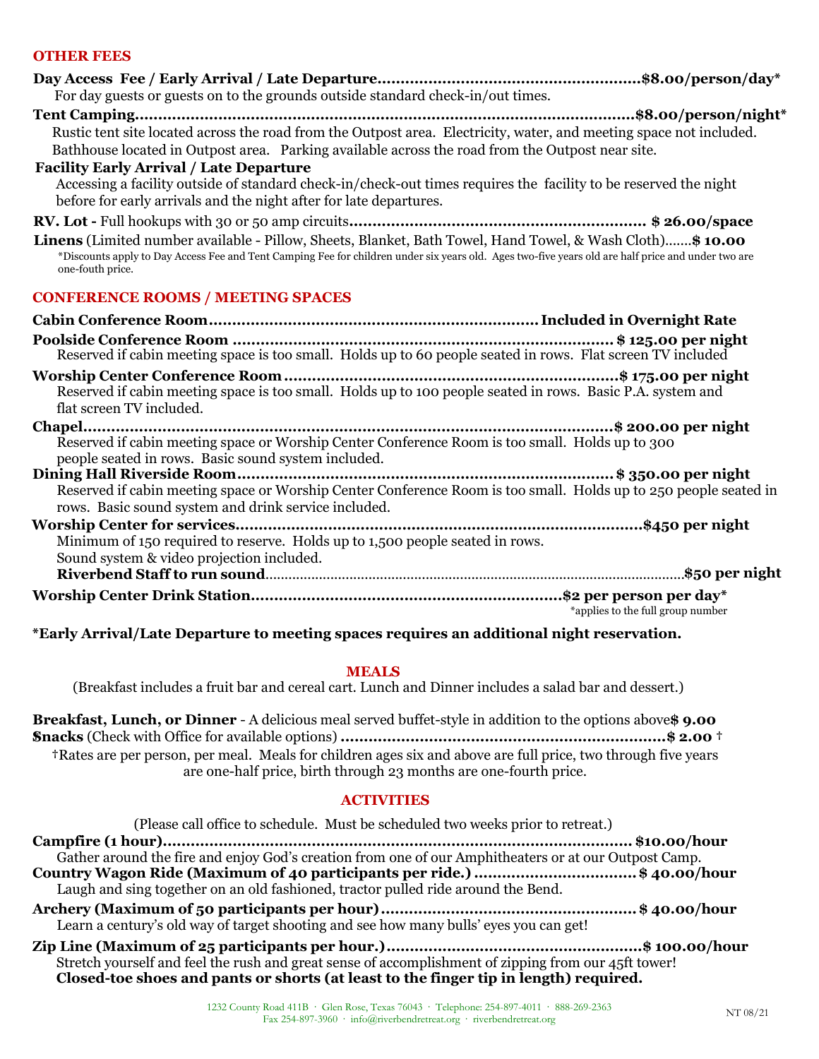## OTHER FEES

**Day Access Fee / Early Arrival / Late Departure........................................................$8.00/person/day***
For day guests or guests on to the grounds outside standard check-in/out times.

**Tent Camping..........................................................................................................$8.00/person/night***
Rustic tent site located across the road from the Outpost area. Electricity, water, and meeting space not included. Bathhouse located in Outpost area. Parking available across the road from the Outpost near site.

**Facility Early Arrival / Late Departure**
Accessing a facility outside of standard check-in/check-out times requires the facility to be reserved the night before for early arrivals and the night after for late departures.

**RV. Lot -** Full hookups with 30 or 50 amp circuits**............................................................... $ 26.00/space**

**Linens** (Limited number available - Pillow, Sheets, Blanket, Bath Towel, Hand Towel, & Wash Cloth).......**$ 10.00**

*Discounts apply to Day Access Fee and Tent Camping Fee for children under six years old. Ages two-five years old are half price and under two are one-fouth price.

## CONFERENCE ROOMS / MEETING SPACES

**Cabin Conference Room..................................................................... Included in Overnight Rate**

**Poolside Conference Room ................................................................................. $ 125.00 per night**
Reserved if cabin meeting space is too small. Holds up to 60 people seated in rows. Flat screen TV included

**Worship Center Conference Room .......................................................................$ 175.00 per night**
Reserved if cabin meeting space is too small. Holds up to 100 people seated in rows. Basic P.A. system and flat screen TV included.

**Chapel...................................................................................................................$ 200.00 per night**
Reserved if cabin meeting space or Worship Center Conference Room is too small. Holds up to 300 people seated in rows. Basic sound system included.

**Dining Hall Riverside Room................................................................................. $ 350.00 per night**
Reserved if cabin meeting space or Worship Center Conference Room is too small. Holds up to 250 people seated in rows. Basic sound system and drink service included.

**Worship Center for services...........................................................................................$450 per night**
Minimum of 150 required to reserve. Holds up to 1,500 people seated in rows.
Sound system & video projection included.
**Riverbend Staff to run sound**..........................................................................................................**$50 per night**

**Worship Center Drink Station...................................................................$2 per person per day***
*applies to the full group number

**\*Early Arrival/Late Departure to meeting spaces requires an additional night reservation.**

## MEALS

(Breakfast includes a fruit bar and cereal cart. Lunch and Dinner includes a salad bar and dessert.)

**Breakfast, Lunch, or Dinner** - A delicious meal served buffet-style in addition to the options above**$ 9.00**
**Snacks** (Check with Office for available options) **.....................................................................$ 2.00** †

†Rates are per person, per meal. Meals for children ages six and above are full price, two through five years are one-half price, birth through 23 months are one-fourth price.

## ACTIVITIES

(Please call office to schedule. Must be scheduled two weeks prior to retreat.)

**Campfire (1 hour)...................................................................................................... $10.00/hour**
Gather around the fire and enjoy God's creation from one of our Amphitheaters or at our Outpost Camp.

**Country Wagon Ride (Maximum of 40 participants per ride.) .................................. $ 40.00/hour**
Laugh and sing together on an old fashioned, tractor pulled ride around the Bend.

**Archery (Maximum of 50 participants per hour)...................................................... $ 40.00/hour**
Learn a century's old way of target shooting and see how many bulls' eyes you can get!

**Zip Line (Maximum of 25 participants per hour.).......................................................$ 100.00/hour**
Stretch yourself and feel the rush and great sense of accomplishment of zipping from our 45ft tower!
**Closed-toe shoes and pants or shorts (at least to the finger tip in length) required.**

1232 County Road 411B · Glen Rose, Texas 76043 · Telephone: 254-897-4011 · 888-269-2363
Fax 254-897-3960 · info@riverbendretreat.org · riverbendretreat.org

NT 08/21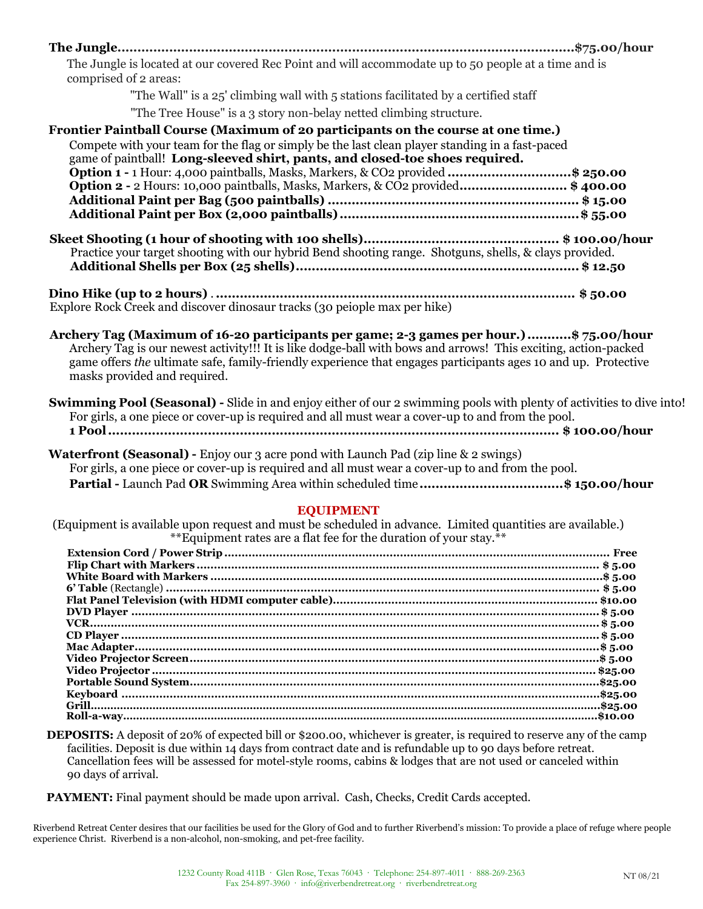**The Jungle......................................................................................................$75.00/hour**

The Jungle is located at our covered Rec Point and will accommodate up to 50 people at a time and is comprised of 2 areas:

"The Wall" is a 25' climbing wall with 5 stations facilitated by a certified staff

"The Tree House" is a 3 story non-belay netted climbing structure.

**Frontier Paintball Course (Maximum of 20 participants on the course at one time.)**

Compete with your team for the flag or simply be the last clean player standing in a fast-paced game of paintball! **Long-sleeved shirt, pants, and closed-toe shoes required.**

**Option 1 -** 1 Hour: 4,000 paintballs, Masks, Markers, & CO2 provided **............................$ 250.00**
**Option 2 -** 2 Hours: 10,000 paintballs, Masks, Markers, & CO2 provided**......................... $ 400.00**
**Additional Paint per Bag (500 paintballs) .............................................................. $ 15.00**
**Additional Paint per Box (2,000 paintballs)........................................................... $ 55.00**

**Skeet Shooting (1 hour of shooting with 100 shells)............................................ $ 100.00/hour**

Practice your target shooting with our hybrid Bend shooting range. Shotguns, shells, & clays provided.

**Additional Shells per Box (25 shells)...................................................................... $ 12.50**

**Dino Hike (up to 2 hours) ........................................................................................ $ 50.00**

Explore Rock Creek and discover dinosaur tracks (30 peiople max per hike)

**Archery Tag (Maximum of 16-20 participants per game; 2-3 games per hour.)...........$ 75.00/hour**

Archery Tag is our newest activity!!! It is like dodge-ball with bows and arrows! This exciting, action-packed game offers *the* ultimate safe, family-friendly experience that engages participants ages 10 and up. Protective masks provided and required.

**Swimming Pool (Seasonal) -** Slide in and enjoy either of our 2 swimming pools with plenty of activities to dive into!

For girls, a one piece or cover-up is required and all must wear a cover-up to and from the pool.

**1 Pool.................................................................................................................. $ 100.00/hour**

**Waterfront (Seasonal) -** Enjoy our 3 acre pond with Launch Pad (zip line & 2 swings)

For girls, a one piece or cover-up is required and all must wear a cover-up to and from the pool.

**Partial -** Launch Pad **OR** Swimming Area within scheduled time**.................................$ 150.00/hour**

## EQUIPMENT

(Equipment is available upon request and must be scheduled in advance. Limited quantities are available.)

**Equipment rates are a flat fee for the duration of your stay.**

**Extension Cord / Power Strip ................................................................ Free**
**Flip Chart with Markers ........................................................................ $ 5.00**
**White Board with Markers .................................................................... $ 5.00**
**6' Table** (Rectangle) ............................................................................... **$ 5.00**
**Flat Panel Television (with HDMI computer cable).................................. $10.00**
**DVD Player ........................................................................................... $ 5.00**
**VCR...................................................................................................... $ 5.00**
**CD Player ............................................................................................. $ 5.00**
**Mac Adapter.......................................................................................... $ 5.00**
**Video Projector Screen.......................................................................... $ 5.00**
**Video Projector ..................................................................................... $25.00**
**Portable Sound System.......................................................................... $25.00**
**Keyboard .............................................................................................. $25.00**
**Grill....................................................................................................... $25.00**
**Roll-a-way............................................................................................. $10.00**

**DEPOSITS:** A deposit of 20% of expected bill or $200.00, whichever is greater, is required to reserve any of the camp facilities. Deposit is due within 14 days from contract date and is refundable up to 90 days before retreat. Cancellation fees will be assessed for motel-style rooms, cabins & lodges that are not used or canceled within 90 days of arrival.

**PAYMENT:** Final payment should be made upon arrival. Cash, Checks, Credit Cards accepted.

Riverbend Retreat Center desires that our facilities be used for the Glory of God and to further Riverbend's mission: To provide a place of refuge where people experience Christ. Riverbend is a non-alcohol, non-smoking, and pet-free facility.

1232 County Road 411B · Glen Rose, Texas 76043 · Telephone: 254-897-4011 · 888-269-2363
Fax 254-897-3960 · info@riverbendretreat.org · riverbendretreat.org

NT 08/21